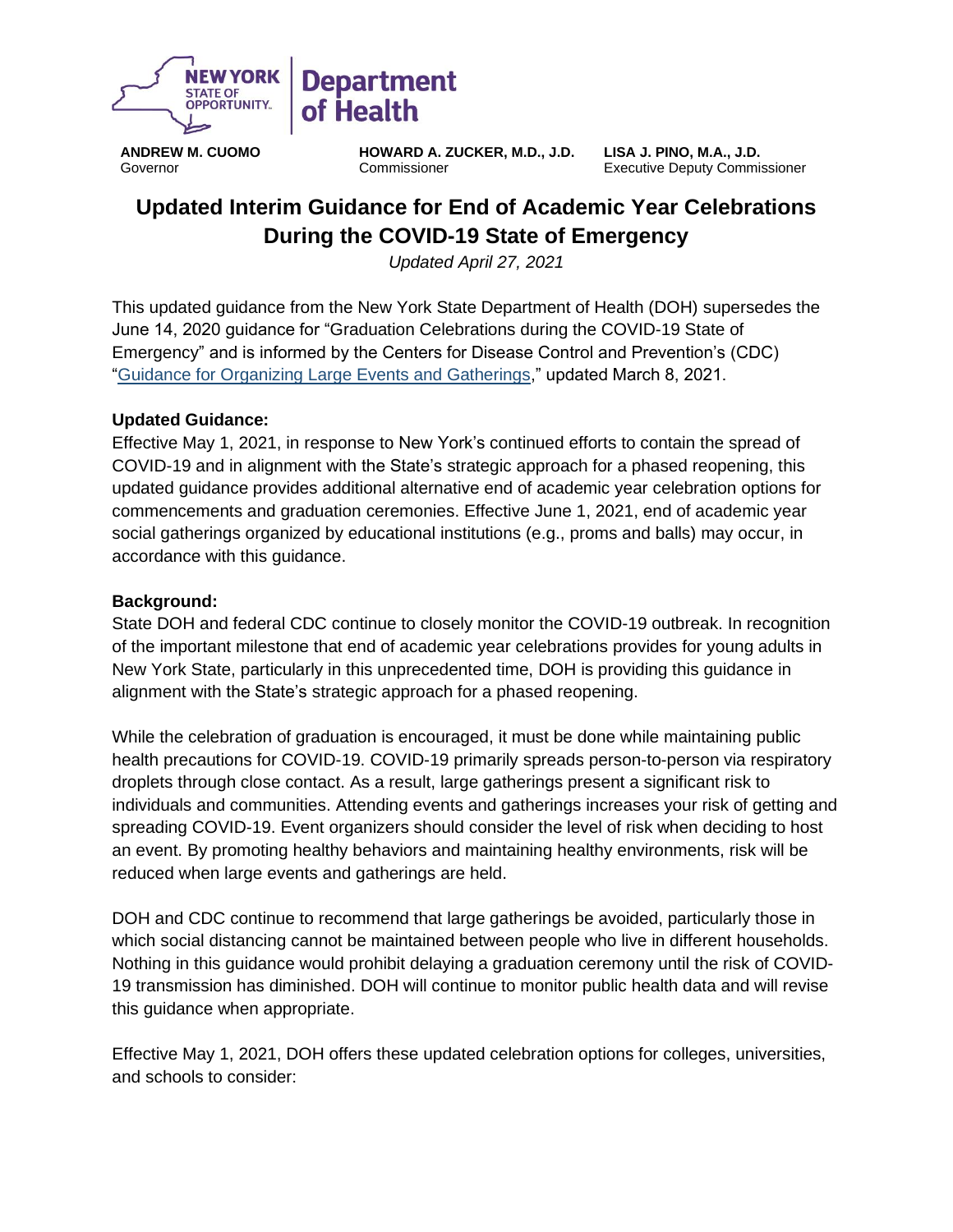NEW YORK STATE OF OPPORTUNITY. | Department of Health

**ANDREW M. CUOMO**
Governor

**HOWARD A. ZUCKER, M.D., J.D.**
Commissioner

**LISA J. PINO, M.A., J.D.**
Executive Deputy Commissioner

# Updated Interim Guidance for End of Academic Year Celebrations During the COVID-19 State of Emergency

*Updated April 27, 2021*

This updated guidance from the New York State Department of Health (DOH) supersedes the June 14, 2020 guidance for "Graduation Celebrations during the COVID-19 State of Emergency" and is informed by the Centers for Disease Control and Prevention's (CDC) "Guidance for Organizing Large Events and Gatherings," updated March 8, 2021.

**Updated Guidance:**
Effective May 1, 2021, in response to New York's continued efforts to contain the spread of COVID-19 and in alignment with the State's strategic approach for a phased reopening, this updated guidance provides additional alternative end of academic year celebration options for commencements and graduation ceremonies. Effective June 1, 2021, end of academic year social gatherings organized by educational institutions (e.g., proms and balls) may occur, in accordance with this guidance.

**Background:**
State DOH and federal CDC continue to closely monitor the COVID-19 outbreak. In recognition of the important milestone that end of academic year celebrations provides for young adults in New York State, particularly in this unprecedented time, DOH is providing this guidance in alignment with the State's strategic approach for a phased reopening.

While the celebration of graduation is encouraged, it must be done while maintaining public health precautions for COVID-19. COVID-19 primarily spreads person-to-person via respiratory droplets through close contact. As a result, large gatherings present a significant risk to individuals and communities. Attending events and gatherings increases your risk of getting and spreading COVID-19. Event organizers should consider the level of risk when deciding to host an event. By promoting healthy behaviors and maintaining healthy environments, risk will be reduced when large events and gatherings are held.

DOH and CDC continue to recommend that large gatherings be avoided, particularly those in which social distancing cannot be maintained between people who live in different households. Nothing in this guidance would prohibit delaying a graduation ceremony until the risk of COVID-19 transmission has diminished. DOH will continue to monitor public health data and will revise this guidance when appropriate.

Effective May 1, 2021, DOH offers these updated celebration options for colleges, universities, and schools to consider: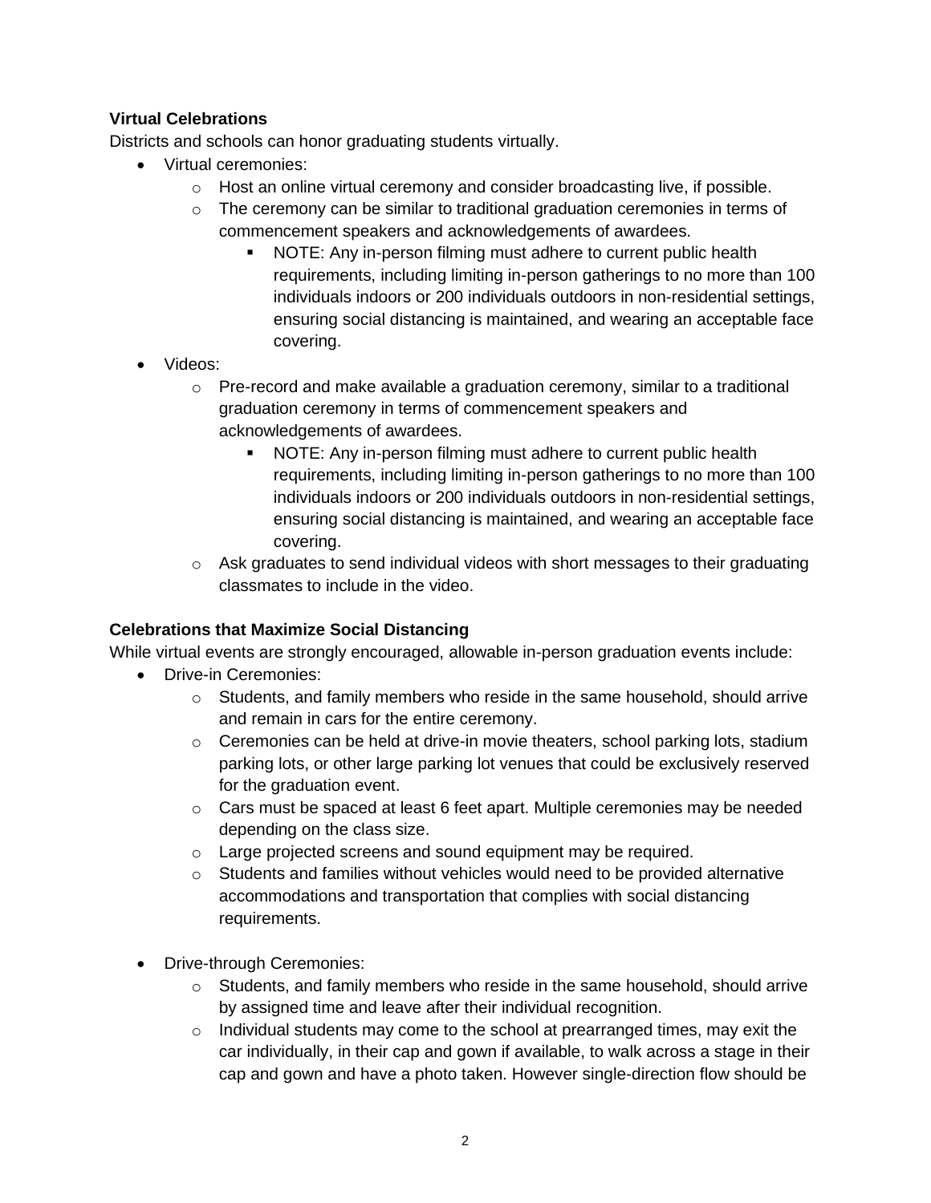**Virtual Celebrations**

Districts and schools can honor graduating students virtually.

- Virtual ceremonies:
  - Host an online virtual ceremony and consider broadcasting live, if possible.
  - The ceremony can be similar to traditional graduation ceremonies in terms of commencement speakers and acknowledgements of awardees.
    - NOTE: Any in-person filming must adhere to current public health requirements, including limiting in-person gatherings to no more than 100 individuals indoors or 200 individuals outdoors in non-residential settings, ensuring social distancing is maintained, and wearing an acceptable face covering.
- Videos:
  - Pre-record and make available a graduation ceremony, similar to a traditional graduation ceremony in terms of commencement speakers and acknowledgements of awardees.
    - NOTE: Any in-person filming must adhere to current public health requirements, including limiting in-person gatherings to no more than 100 individuals indoors or 200 individuals outdoors in non-residential settings, ensuring social distancing is maintained, and wearing an acceptable face covering.
  - Ask graduates to send individual videos with short messages to their graduating classmates to include in the video.

**Celebrations that Maximize Social Distancing**

While virtual events are strongly encouraged, allowable in-person graduation events include:

- Drive-in Ceremonies:
  - Students, and family members who reside in the same household, should arrive and remain in cars for the entire ceremony.
  - Ceremonies can be held at drive-in movie theaters, school parking lots, stadium parking lots, or other large parking lot venues that could be exclusively reserved for the graduation event.
  - Cars must be spaced at least 6 feet apart. Multiple ceremonies may be needed depending on the class size.
  - Large projected screens and sound equipment may be required.
  - Students and families without vehicles would need to be provided alternative accommodations and transportation that complies with social distancing requirements.

- Drive-through Ceremonies:
  - Students, and family members who reside in the same household, should arrive by assigned time and leave after their individual recognition.
  - Individual students may come to the school at prearranged times, may exit the car individually, in their cap and gown if available, to walk across a stage in their cap and gown and have a photo taken. However single-direction flow should be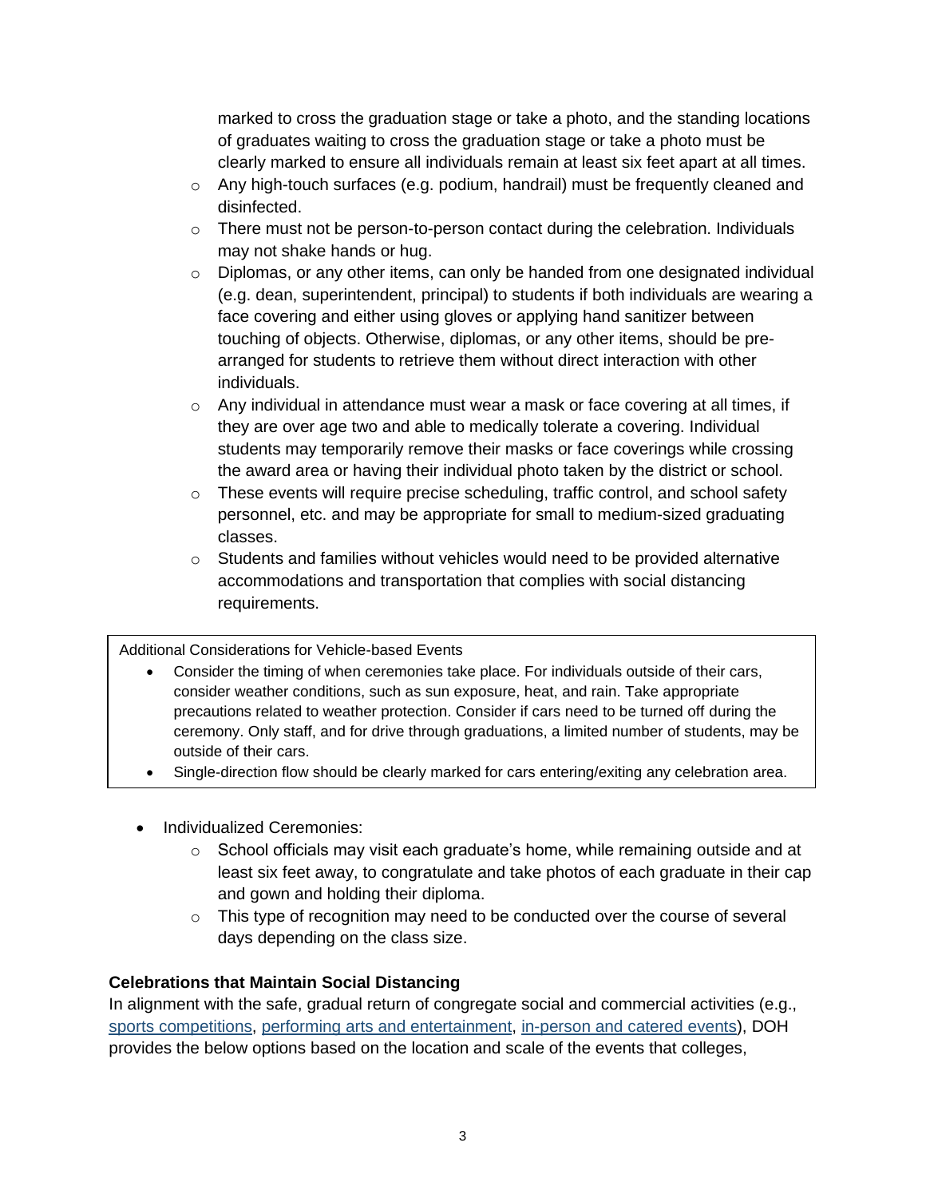marked to cross the graduation stage or take a photo, and the standing locations of graduates waiting to cross the graduation stage or take a photo must be clearly marked to ensure all individuals remain at least six feet apart at all times.

- Any high-touch surfaces (e.g. podium, handrail) must be frequently cleaned and disinfected.
- There must not be person-to-person contact during the celebration. Individuals may not shake hands or hug.
- Diplomas, or any other items, can only be handed from one designated individual (e.g. dean, superintendent, principal) to students if both individuals are wearing a face covering and either using gloves or applying hand sanitizer between touching of objects. Otherwise, diplomas, or any other items, should be pre-arranged for students to retrieve them without direct interaction with other individuals.
- Any individual in attendance must wear a mask or face covering at all times, if they are over age two and able to medically tolerate a covering. Individual students may temporarily remove their masks or face coverings while crossing the award area or having their individual photo taken by the district or school.
- These events will require precise scheduling, traffic control, and school safety personnel, etc. and may be appropriate for small to medium-sized graduating classes.
- Students and families without vehicles would need to be provided alternative accommodations and transportation that complies with social distancing requirements.

Additional Considerations for Vehicle-based Events

- Consider the timing of when ceremonies take place. For individuals outside of their cars, consider weather conditions, such as sun exposure, heat, and rain. Take appropriate precautions related to weather protection. Consider if cars need to be turned off during the ceremony. Only staff, and for drive through graduations, a limited number of students, may be outside of their cars.
- Single-direction flow should be clearly marked for cars entering/exiting any celebration area.

- Individualized Ceremonies:
  - School officials may visit each graduate's home, while remaining outside and at least six feet away, to congratulate and take photos of each graduate in their cap and gown and holding their diploma.
  - This type of recognition may need to be conducted over the course of several days depending on the class size.

**Celebrations that Maintain Social Distancing**

In alignment with the safe, gradual return of congregate social and commercial activities (e.g., sports competitions, performing arts and entertainment, in-person and catered events), DOH provides the below options based on the location and scale of the events that colleges,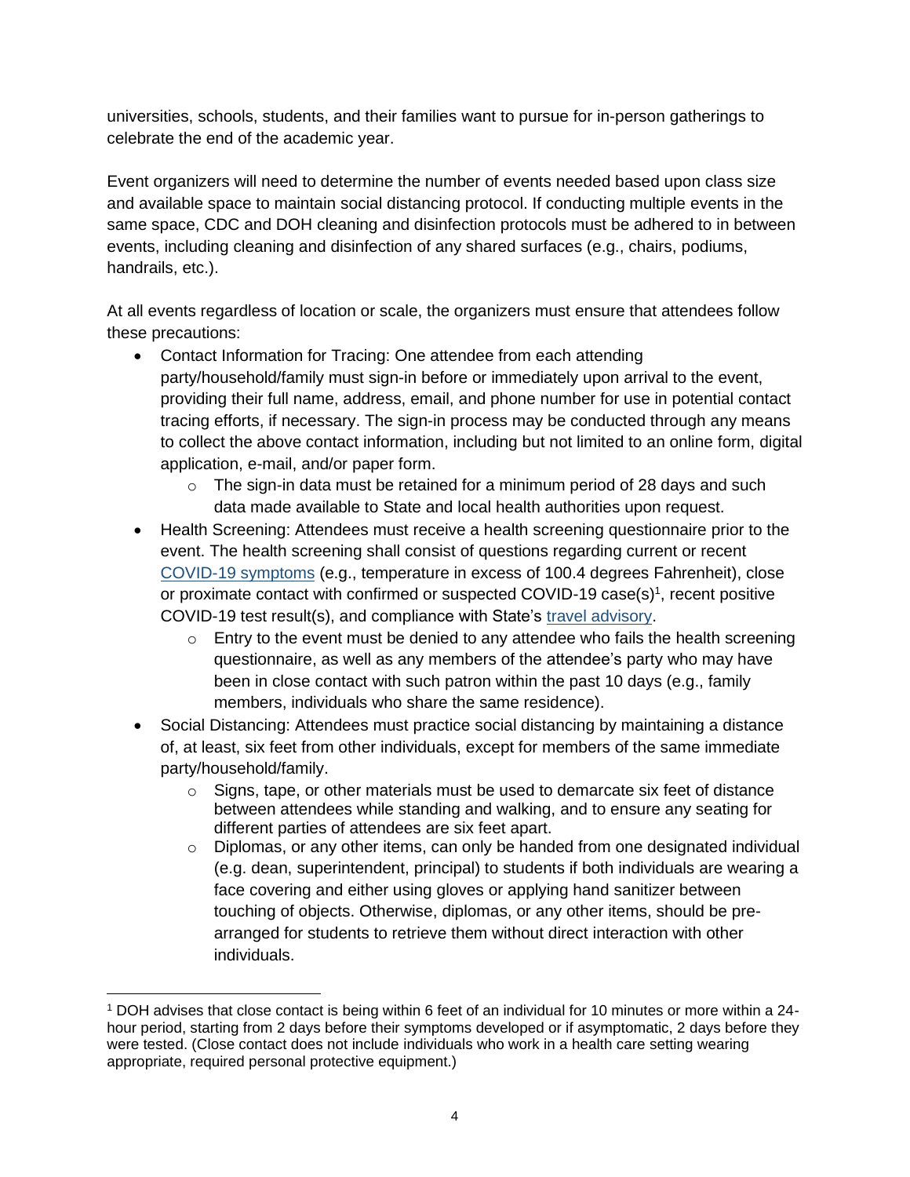universities, schools, students, and their families want to pursue for in-person gatherings to celebrate the end of the academic year.

Event organizers will need to determine the number of events needed based upon class size and available space to maintain social distancing protocol. If conducting multiple events in the same space, CDC and DOH cleaning and disinfection protocols must be adhered to in between events, including cleaning and disinfection of any shared surfaces (e.g., chairs, podiums, handrails, etc.).

At all events regardless of location or scale, the organizers must ensure that attendees follow these precautions:

- Contact Information for Tracing: One attendee from each attending party/household/family must sign-in before or immediately upon arrival to the event, providing their full name, address, email, and phone number for use in potential contact tracing efforts, if necessary. The sign-in process may be conducted through any means to collect the above contact information, including but not limited to an online form, digital application, e-mail, and/or paper form.
  - The sign-in data must be retained for a minimum period of 28 days and such data made available to State and local health authorities upon request.
- Health Screening: Attendees must receive a health screening questionnaire prior to the event. The health screening shall consist of questions regarding current or recent COVID-19 symptoms (e.g., temperature in excess of 100.4 degrees Fahrenheit), close or proximate contact with confirmed or suspected COVID-19 case(s)[1], recent positive COVID-19 test result(s), and compliance with State's travel advisory.
  - Entry to the event must be denied to any attendee who fails the health screening questionnaire, as well as any members of the attendee's party who may have been in close contact with such patron within the past 10 days (e.g., family members, individuals who share the same residence).
- Social Distancing: Attendees must practice social distancing by maintaining a distance of, at least, six feet from other individuals, except for members of the same immediate party/household/family.
  - Signs, tape, or other materials must be used to demarcate six feet of distance between attendees while standing and walking, and to ensure any seating for different parties of attendees are six feet apart.
  - Diplomas, or any other items, can only be handed from one designated individual (e.g. dean, superintendent, principal) to students if both individuals are wearing a face covering and either using gloves or applying hand sanitizer between touching of objects. Otherwise, diplomas, or any other items, should be pre-arranged for students to retrieve them without direct interaction with other individuals.

---

[1] DOH advises that close contact is being within 6 feet of an individual for 10 minutes or more within a 24-hour period, starting from 2 days before their symptoms developed or if asymptomatic, 2 days before they were tested. (Close contact does not include individuals who work in a health care setting wearing appropriate, required personal protective equipment.)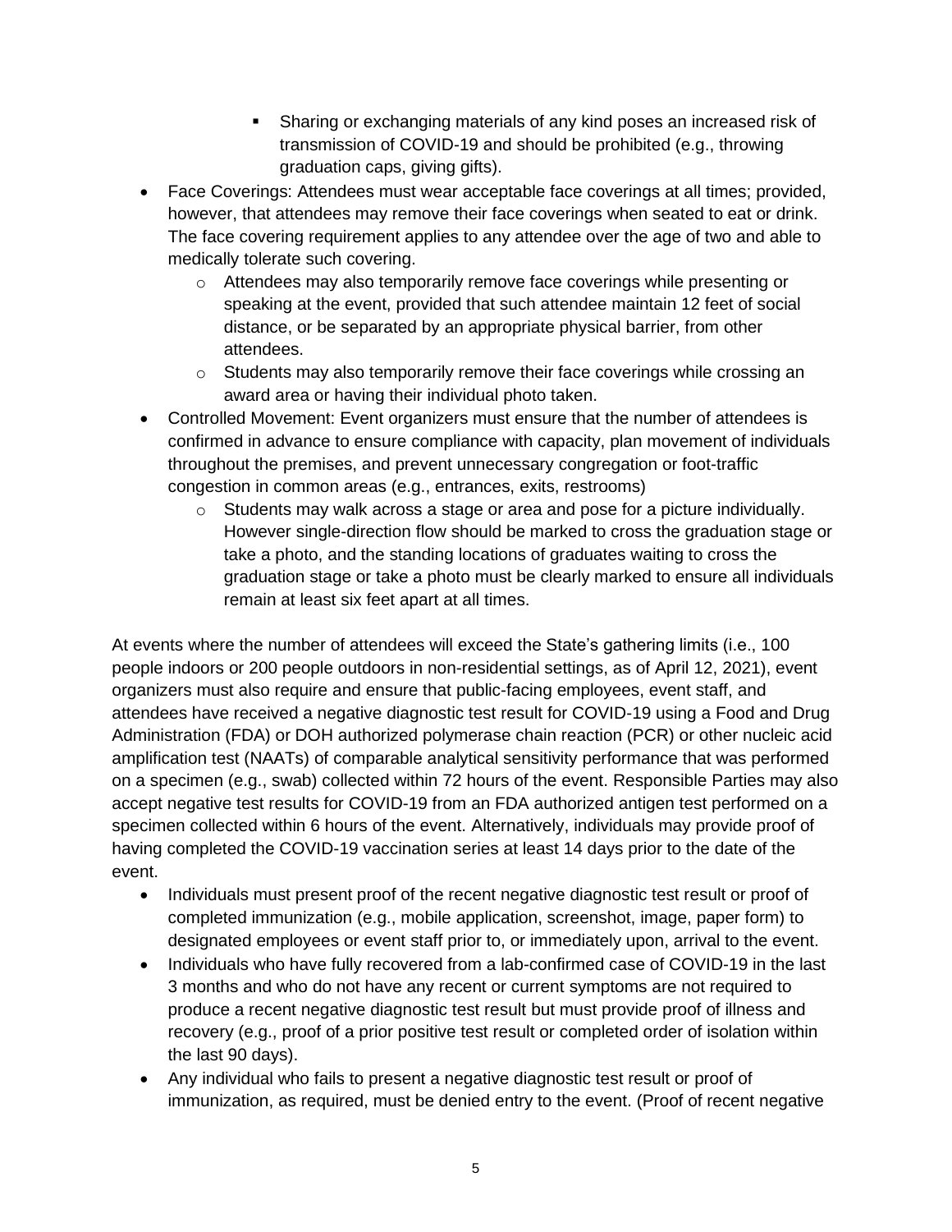- Sharing or exchanging materials of any kind poses an increased risk of transmission of COVID-19 and should be prohibited (e.g., throwing graduation caps, giving gifts).
- Face Coverings: Attendees must wear acceptable face coverings at all times; provided, however, that attendees may remove their face coverings when seated to eat or drink. The face covering requirement applies to any attendee over the age of two and able to medically tolerate such covering.
    - Attendees may also temporarily remove face coverings while presenting or speaking at the event, provided that such attendee maintain 12 feet of social distance, or be separated by an appropriate physical barrier, from other attendees.
    - Students may also temporarily remove their face coverings while crossing an award area or having their individual photo taken.
- Controlled Movement: Event organizers must ensure that the number of attendees is confirmed in advance to ensure compliance with capacity, plan movement of individuals throughout the premises, and prevent unnecessary congregation or foot-traffic congestion in common areas (e.g., entrances, exits, restrooms)
    - Students may walk across a stage or area and pose for a picture individually. However single-direction flow should be marked to cross the graduation stage or take a photo, and the standing locations of graduates waiting to cross the graduation stage or take a photo must be clearly marked to ensure all individuals remain at least six feet apart at all times.

At events where the number of attendees will exceed the State's gathering limits (i.e., 100 people indoors or 200 people outdoors in non-residential settings, as of April 12, 2021), event organizers must also require and ensure that public-facing employees, event staff, and attendees have received a negative diagnostic test result for COVID-19 using a Food and Drug Administration (FDA) or DOH authorized polymerase chain reaction (PCR) or other nucleic acid amplification test (NAATs) of comparable analytical sensitivity performance that was performed on a specimen (e.g., swab) collected within 72 hours of the event. Responsible Parties may also accept negative test results for COVID-19 from an FDA authorized antigen test performed on a specimen collected within 6 hours of the event. Alternatively, individuals may provide proof of having completed the COVID-19 vaccination series at least 14 days prior to the date of the event.

- Individuals must present proof of the recent negative diagnostic test result or proof of completed immunization (e.g., mobile application, screenshot, image, paper form) to designated employees or event staff prior to, or immediately upon, arrival to the event.
- Individuals who have fully recovered from a lab-confirmed case of COVID-19 in the last 3 months and who do not have any recent or current symptoms are not required to produce a recent negative diagnostic test result but must provide proof of illness and recovery (e.g., proof of a prior positive test result or completed order of isolation within the last 90 days).
- Any individual who fails to present a negative diagnostic test result or proof of immunization, as required, must be denied entry to the event. (Proof of recent negative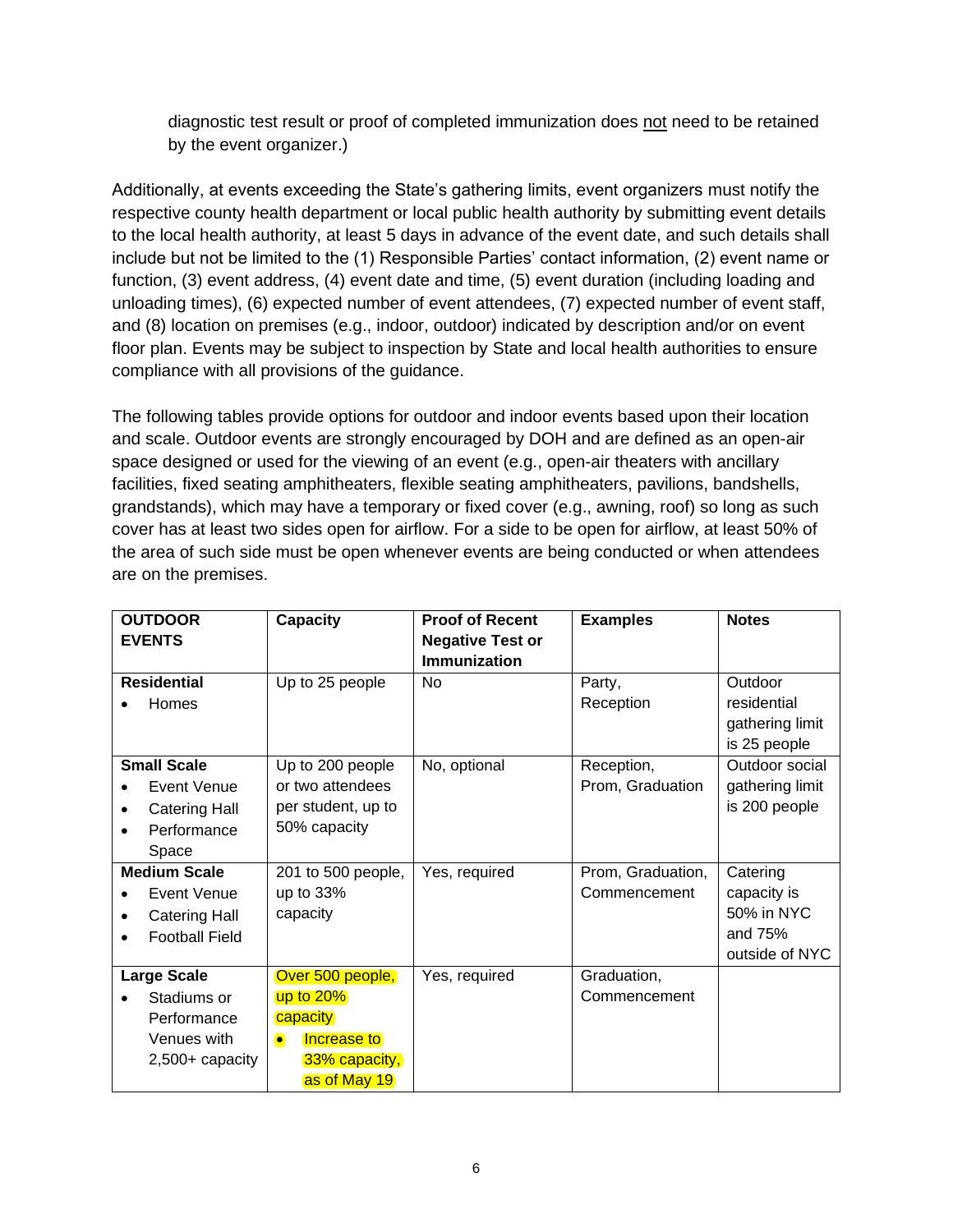diagnostic test result or proof of completed immunization does not need to be retained by the event organizer.)

Additionally, at events exceeding the State's gathering limits, event organizers must notify the respective county health department or local public health authority by submitting event details to the local health authority, at least 5 days in advance of the event date, and such details shall include but not be limited to the (1) Responsible Parties' contact information, (2) event name or function, (3) event address, (4) event date and time, (5) event duration (including loading and unloading times), (6) expected number of event attendees, (7) expected number of event staff, and (8) location on premises (e.g., indoor, outdoor) indicated by description and/or on event floor plan. Events may be subject to inspection by State and local health authorities to ensure compliance with all provisions of the guidance.

The following tables provide options for outdoor and indoor events based upon their location and scale. Outdoor events are strongly encouraged by DOH and are defined as an open-air space designed or used for the viewing of an event (e.g., open-air theaters with ancillary facilities, fixed seating amphitheaters, flexible seating amphitheaters, pavilions, bandshells, grandstands), which may have a temporary or fixed cover (e.g., awning, roof) so long as such cover has at least two sides open for airflow. For a side to be open for airflow, at least 50% of the area of such side must be open whenever events are being conducted or when attendees are on the premises.

| **OUTDOOR EVENTS** | **Capacity** | **Proof of Recent Negative Test or Immunization** | **Examples** | **Notes** |
|---|---|---|---|---|
| **Residential**<br>• Homes | Up to 25 people | No | Party, Reception | Outdoor residential gathering limit is 25 people |
| **Small Scale**<br>• Event Venue<br>• Catering Hall<br>• Performance Space | Up to 200 people or two attendees per student, up to 50% capacity | No, optional | Reception, Prom, Graduation | Outdoor social gathering limit is 200 people |
| **Medium Scale**<br>• Event Venue<br>• Catering Hall<br>• Football Field | 201 to 500 people, up to 33% capacity | Yes, required | Prom, Graduation, Commencement | Catering capacity is 50% in NYC and 75% outside of NYC |
| **Large Scale**<br>• Stadiums or Performance Venues with 2,500+ capacity | Over 500 people, up to 20% capacity<br>• Increase to 33% capacity, as of May 19 | Yes, required | Graduation, Commencement | |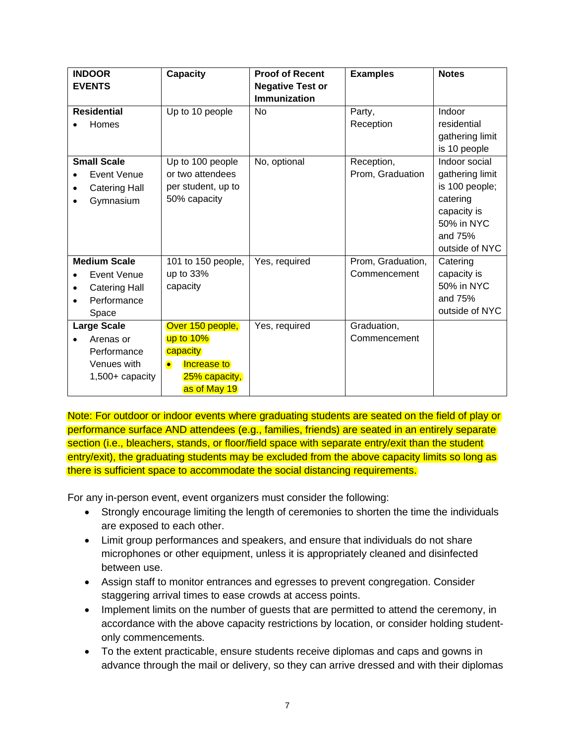| INDOOR EVENTS | Capacity | Proof of Recent Negative Test or Immunization | Examples | Notes |
|---|---|---|---|---|
| **Residential**<br>• Homes | Up to 10 people | No | Party, Reception | Indoor residential gathering limit is 10 people |
| **Small Scale**<br>• Event Venue<br>• Catering Hall<br>• Gymnasium | Up to 100 people or two attendees per student, up to 50% capacity | No, optional | Reception, Prom, Graduation | Indoor social gathering limit is 100 people; catering capacity is 50% in NYC and 75% outside of NYC |
| **Medium Scale**<br>• Event Venue<br>• Catering Hall<br>• Performance Space | 101 to 150 people, up to 33% capacity | Yes, required | Prom, Graduation, Commencement | Catering capacity is 50% in NYC and 75% outside of NYC |
| **Large Scale**<br>• Arenas or Performance Venues with 1,500+ capacity | Over 150 people, up to 10% capacity<br>• Increase to 25% capacity, as of May 19 | Yes, required | Graduation, Commencement | |

Note: For outdoor or indoor events where graduating students are seated on the field of play or performance surface AND attendees (e.g., families, friends) are seated in an entirely separate section (i.e., bleachers, stands, or floor/field space with separate entry/exit than the student entry/exit), the graduating students may be excluded from the above capacity limits so long as there is sufficient space to accommodate the social distancing requirements.

For any in-person event, event organizers must consider the following:

- Strongly encourage limiting the length of ceremonies to shorten the time the individuals are exposed to each other.
- Limit group performances and speakers, and ensure that individuals do not share microphones or other equipment, unless it is appropriately cleaned and disinfected between use.
- Assign staff to monitor entrances and egresses to prevent congregation. Consider staggering arrival times to ease crowds at access points.
- Implement limits on the number of guests that are permitted to attend the ceremony, in accordance with the above capacity restrictions by location, or consider holding student-only commencements.
- To the extent practicable, ensure students receive diplomas and caps and gowns in advance through the mail or delivery, so they can arrive dressed and with their diplomas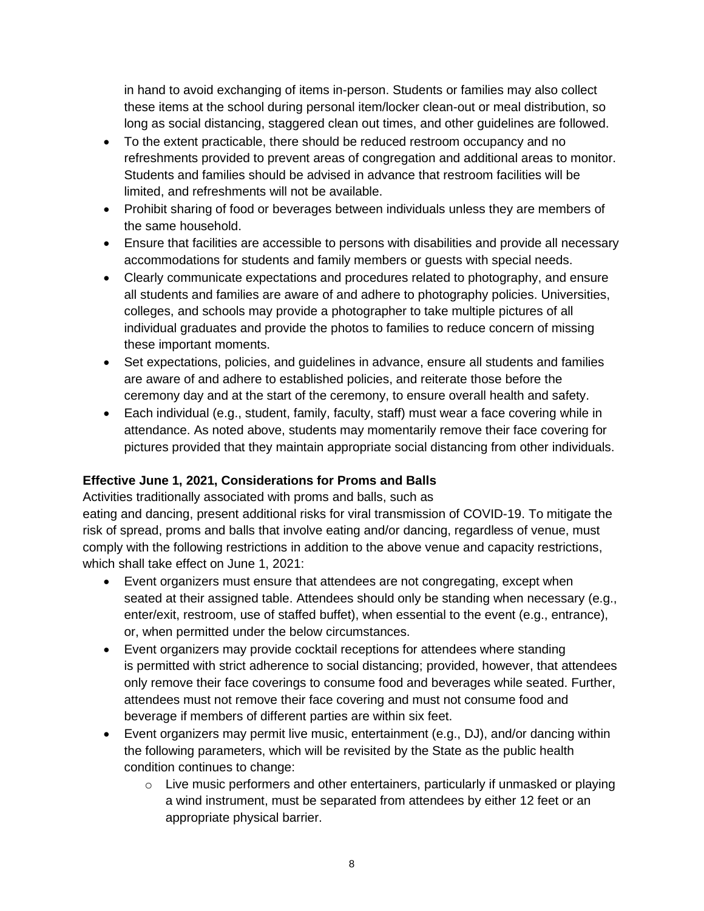in hand to avoid exchanging of items in-person. Students or families may also collect these items at the school during personal item/locker clean-out or meal distribution, so long as social distancing, staggered clean out times, and other guidelines are followed.

- To the extent practicable, there should be reduced restroom occupancy and no refreshments provided to prevent areas of congregation and additional areas to monitor. Students and families should be advised in advance that restroom facilities will be limited, and refreshments will not be available.
- Prohibit sharing of food or beverages between individuals unless they are members of the same household.
- Ensure that facilities are accessible to persons with disabilities and provide all necessary accommodations for students and family members or guests with special needs.
- Clearly communicate expectations and procedures related to photography, and ensure all students and families are aware of and adhere to photography policies. Universities, colleges, and schools may provide a photographer to take multiple pictures of all individual graduates and provide the photos to families to reduce concern of missing these important moments.
- Set expectations, policies, and guidelines in advance, ensure all students and families are aware of and adhere to established policies, and reiterate those before the ceremony day and at the start of the ceremony, to ensure overall health and safety.
- Each individual (e.g., student, family, faculty, staff) must wear a face covering while in attendance. As noted above, students may momentarily remove their face covering for pictures provided that they maintain appropriate social distancing from other individuals.

**Effective June 1, 2021, Considerations for Proms and Balls**

Activities traditionally associated with proms and balls, such as eating and dancing, present additional risks for viral transmission of COVID-19. To mitigate the risk of spread, proms and balls that involve eating and/or dancing, regardless of venue, must comply with the following restrictions in addition to the above venue and capacity restrictions, which shall take effect on June 1, 2021:

- Event organizers must ensure that attendees are not congregating, except when seated at their assigned table. Attendees should only be standing when necessary (e.g., enter/exit, restroom, use of staffed buffet), when essential to the event (e.g., entrance), or, when permitted under the below circumstances.
- Event organizers may provide cocktail receptions for attendees where standing is permitted with strict adherence to social distancing; provided, however, that attendees only remove their face coverings to consume food and beverages while seated. Further, attendees must not remove their face covering and must not consume food and beverage if members of different parties are within six feet.
- Event organizers may permit live music, entertainment (e.g., DJ), and/or dancing within the following parameters, which will be revisited by the State as the public health condition continues to change:
  - Live music performers and other entertainers, particularly if unmasked or playing a wind instrument, must be separated from attendees by either 12 feet or an appropriate physical barrier.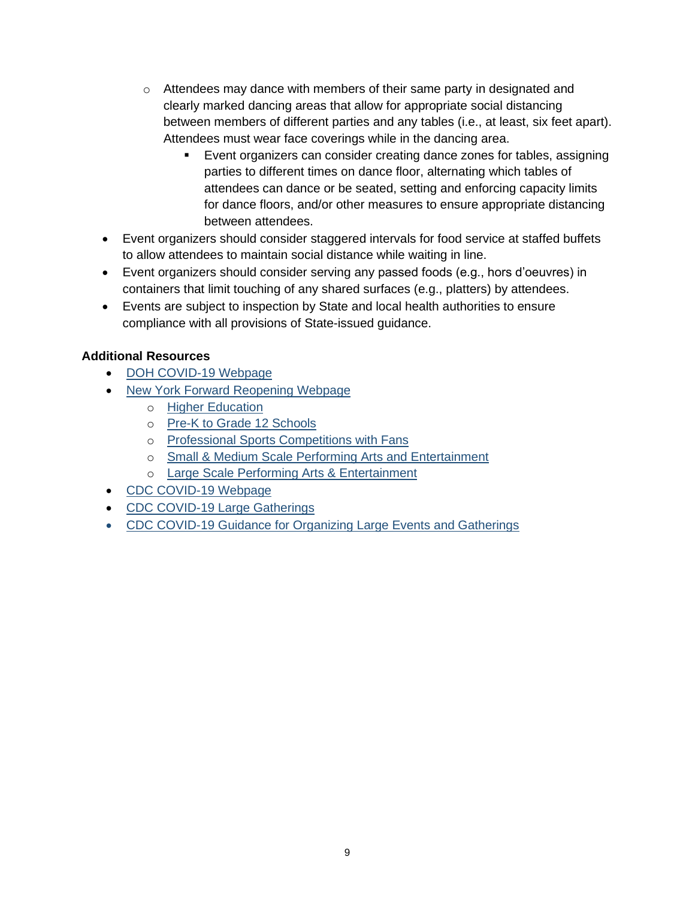- Attendees may dance with members of their same party in designated and clearly marked dancing areas that allow for appropriate social distancing between members of different parties and any tables (i.e., at least, six feet apart). Attendees must wear face coverings while in the dancing area.
    - Event organizers can consider creating dance zones for tables, assigning parties to different times on dance floor, alternating which tables of attendees can dance or be seated, setting and enforcing capacity limits for dance floors, and/or other measures to ensure appropriate distancing between attendees.
- Event organizers should consider staggered intervals for food service at staffed buffets to allow attendees to maintain social distance while waiting in line.
- Event organizers should consider serving any passed foods (e.g., hors d'oeuvres) in containers that limit touching of any shared surfaces (e.g., platters) by attendees.
- Events are subject to inspection by State and local health authorities to ensure compliance with all provisions of State-issued guidance.

**Additional Resources**

- DOH COVID-19 Webpage
- New York Forward Reopening Webpage
  - Higher Education
  - Pre-K to Grade 12 Schools
  - Professional Sports Competitions with Fans
  - Small & Medium Scale Performing Arts and Entertainment
  - Large Scale Performing Arts & Entertainment
- CDC COVID-19 Webpage
- CDC COVID-19 Large Gatherings
- CDC COVID-19 Guidance for Organizing Large Events and Gatherings